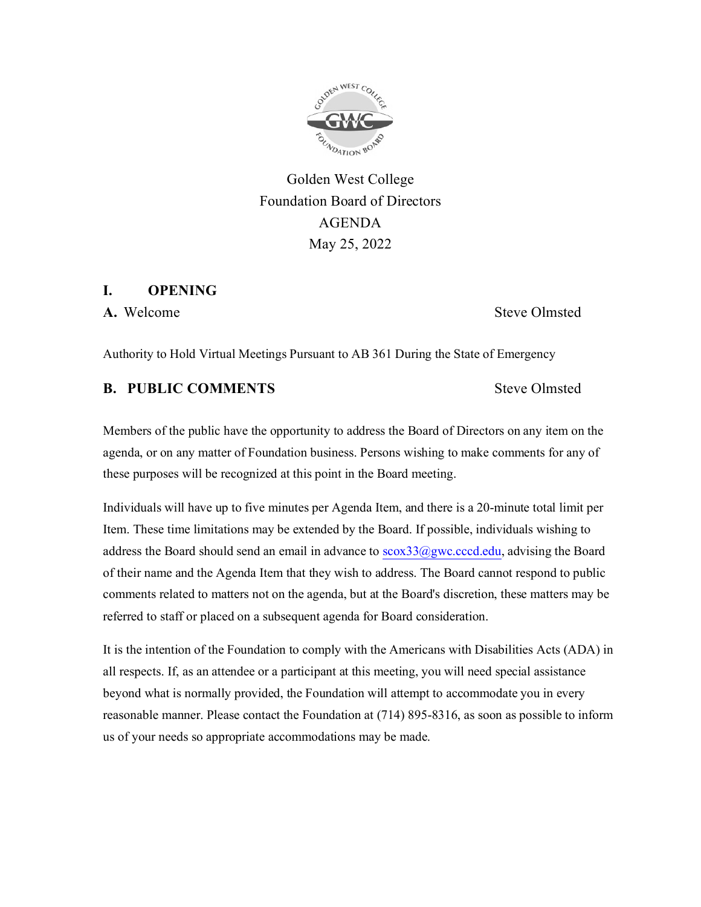Golden West College
Foundation Board of Directors
AGENDA
May 25, 2022

## I. OPENING

**A.** Welcome — Steve Olmsted

Authority to Hold Virtual Meetings Pursuant to AB 361 During the State of Emergency

### B. PUBLIC COMMENTS — Steve Olmsted

Members of the public have the opportunity to address the Board of Directors on any item on the agenda, or on any matter of Foundation business. Persons wishing to make comments for any of these purposes will be recognized at this point in the Board meeting.

Individuals will have up to five minutes per Agenda Item, and there is a 20-minute total limit per Item. These time limitations may be extended by the Board. If possible, individuals wishing to address the Board should send an email in advance to scox33@gwc.cccd.edu, advising the Board of their name and the Agenda Item that they wish to address. The Board cannot respond to public comments related to matters not on the agenda, but at the Board's discretion, these matters may be referred to staff or placed on a subsequent agenda for Board consideration.

It is the intention of the Foundation to comply with the Americans with Disabilities Acts (ADA) in all respects. If, as an attendee or a participant at this meeting, you will need special assistance beyond what is normally provided, the Foundation will attempt to accommodate you in every reasonable manner. Please contact the Foundation at (714) 895-8316, as soon as possible to inform us of your needs so appropriate accommodations may be made.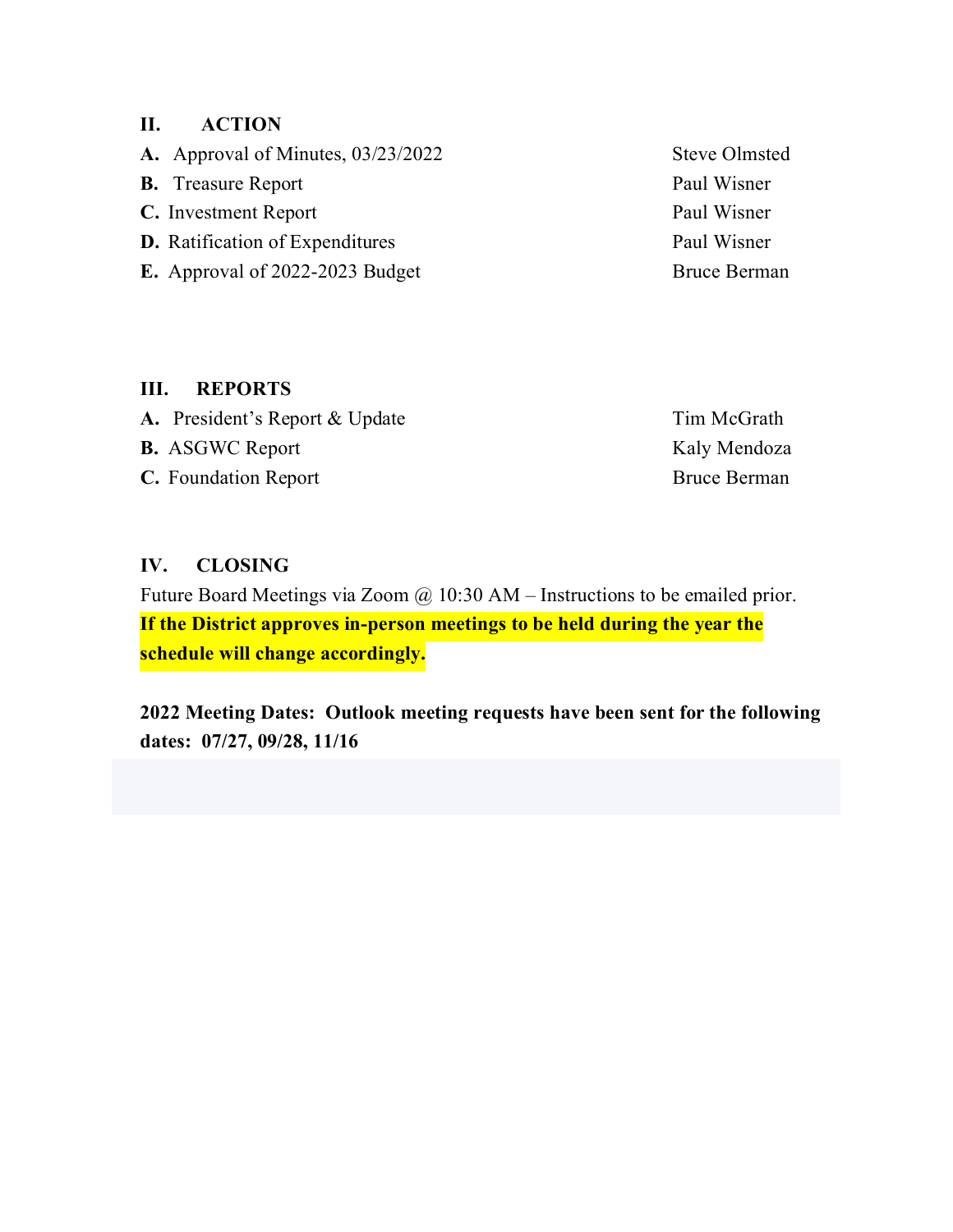## II. ACTION

| | |
|---|---|
| **A.** Approval of Minutes, 03/23/2022 | Steve Olmsted |
| **B.** Treasure Report | Paul Wisner |
| **C.** Investment Report | Paul Wisner |
| **D.** Ratification of Expenditures | Paul Wisner |
| **E.** Approval of 2022-2023 Budget | Bruce Berman |

## III. REPORTS

| | |
|---|---|
| **A.** President's Report & Update | Tim McGrath |
| **B.** ASGWC Report | Kaly Mendoza |
| **C.** Foundation Report | Bruce Berman |

## IV. CLOSING

Future Board Meetings via Zoom @ 10:30 AM – Instructions to be emailed prior.
**If the District approves in-person meetings to be held during the year the schedule will change accordingly.**

**2022 Meeting Dates: Outlook meeting requests have been sent for the following dates: 07/27, 09/28, 11/16**